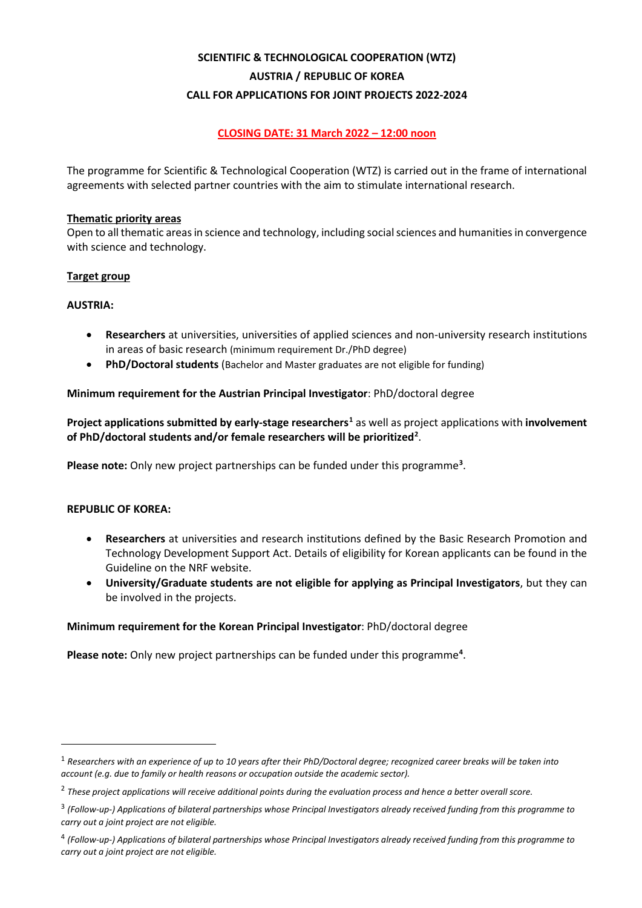# SCIENTIFIC & TECHNOLOGICAL COOPERATION (WTZ)
# AUSTRIA / REPUBLIC OF KOREA
# CALL FOR APPLICATIONS FOR JOINT PROJECTS 2022-2024

**CLOSING DATE: 31 March 2022 – 12:00 noon**

The programme for Scientific & Technological Cooperation (WTZ) is carried out in the frame of international agreements with selected partner countries with the aim to stimulate international research.

## Thematic priority areas

Open to all thematic areas in science and technology, including social sciences and humanities in convergence with science and technology.

## Target group

### AUSTRIA:

- **Researchers** at universities, universities of applied sciences and non-university research institutions in areas of basic research (minimum requirement Dr./PhD degree)
- **PhD/Doctoral students** (Bachelor and Master graduates are not eligible for funding)

**Minimum requirement for the Austrian Principal Investigator**: PhD/doctoral degree

**Project applications submitted by early-stage researchers**[1] as well as project applications with **involvement of PhD/doctoral students and/or female researchers will be prioritized**[2].

**Please note:** Only new project partnerships can be funded under this programme[3].

### REPUBLIC OF KOREA:

- **Researchers** at universities and research institutions defined by the Basic Research Promotion and Technology Development Support Act. Details of eligibility for Korean applicants can be found in the Guideline on the NRF website.
- **University/Graduate students are not eligible for applying as Principal Investigators**, but they can be involved in the projects.

**Minimum requirement for the Korean Principal Investigator**: PhD/doctoral degree

**Please note:** Only new project partnerships can be funded under this programme[4].

---

[1] *Researchers with an experience of up to 10 years after their PhD/Doctoral degree; recognized career breaks will be taken into account (e.g. due to family or health reasons or occupation outside the academic sector).*

[2] *These project applications will receive additional points during the evaluation process and hence a better overall score.*

[3] *(Follow-up-) Applications of bilateral partnerships whose Principal Investigators already received funding from this programme to carry out a joint project are not eligible.*

[4] *(Follow-up-) Applications of bilateral partnerships whose Principal Investigators already received funding from this programme to carry out a joint project are not eligible.*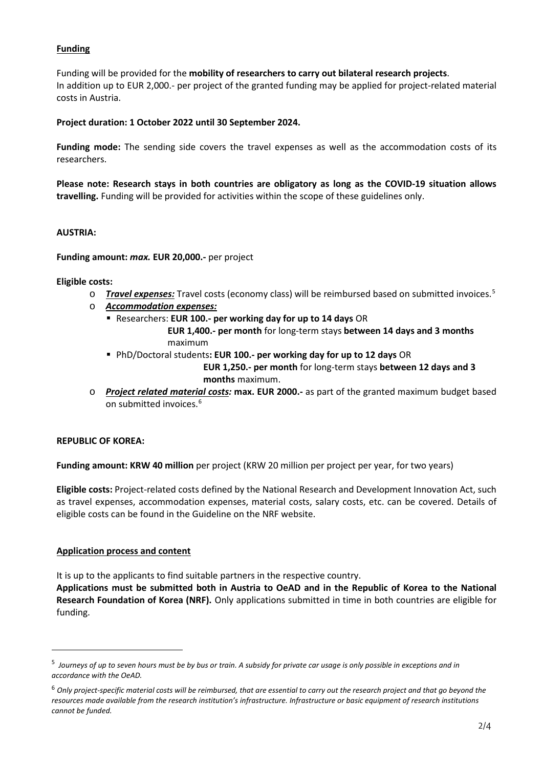## Funding

Funding will be provided for the **mobility of researchers to carry out bilateral research projects**.
In addition up to EUR 2,000.- per project of the granted funding may be applied for project-related material costs in Austria.

**Project duration: 1 October 2022 until 30 September 2024.**

**Funding mode:** The sending side covers the travel expenses as well as the accommodation costs of its researchers.

**Please note: Research stays in both countries are obligatory as long as the COVID-19 situation allows travelling.** Funding will be provided for activities within the scope of these guidelines only.

**AUSTRIA:**

**Funding amount:** ***max.*** **EUR 20,000.-** per project

**Eligible costs:**

- ***Travel expenses:*** Travel costs (economy class) will be reimbursed based on submitted invoices.[5]
- ***Accommodation expenses:***
  - Researchers: **EUR 100.- per working day for up to 14 days** OR
    **EUR 1,400.- per month** for long-term stays **between 14 days and 3 months** maximum
  - PhD/Doctoral students**: EUR 100.- per working day for up to 12 days** OR
    **EUR 1,250.- per month** for long-term stays **between 12 days and 3 months** maximum.
- ***Project related material costs:*** **max. EUR 2000.-** as part of the granted maximum budget based on submitted invoices.[6]

**REPUBLIC OF KOREA:**

**Funding amount: KRW 40 million** per project (KRW 20 million per project per year, for two years)

**Eligible costs:** Project-related costs defined by the National Research and Development Innovation Act, such as travel expenses, accommodation expenses, material costs, salary costs, etc. can be covered. Details of eligible costs can be found in the Guideline on the NRF website.

## Application process and content

It is up to the applicants to find suitable partners in the respective country.

**Applications must be submitted both in Austria to OeAD and in the Republic of Korea to the National Research Foundation of Korea (NRF).** Only applications submitted in time in both countries are eligible for funding.

---

[5] *Journeys of up to seven hours must be by bus or train. A subsidy for private car usage is only possible in exceptions and in accordance with the OeAD.*

[6] *Only project-specific material costs will be reimbursed, that are essential to carry out the research project and that go beyond the resources made available from the research institution's infrastructure. Infrastructure or basic equipment of research institutions cannot be funded.*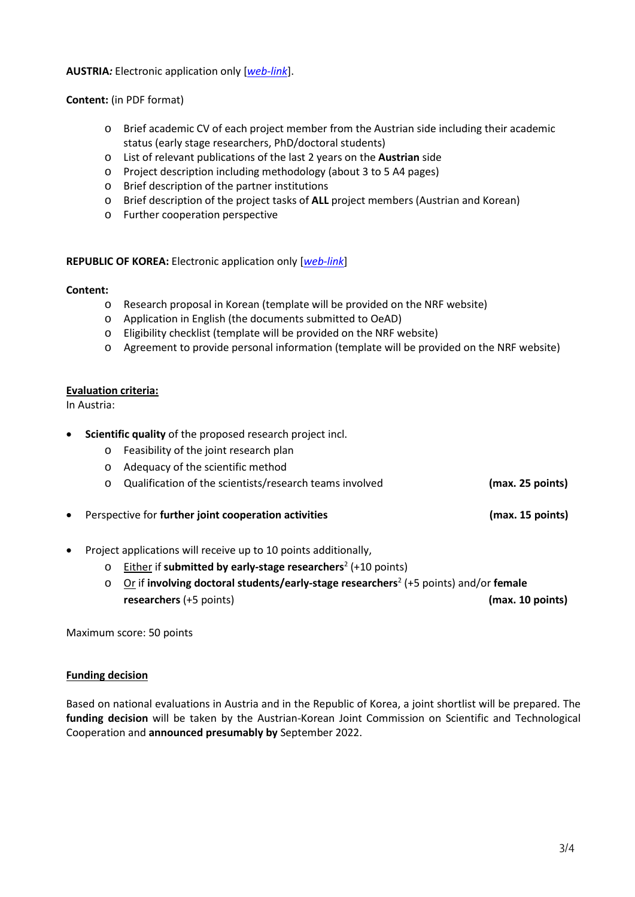**AUSTRIA*:*** Electronic application only [*web-link*].

**Content:** (in PDF format)

- Brief academic CV of each project member from the Austrian side including their academic status (early stage researchers, PhD/doctoral students)
- List of relevant publications of the last 2 years on the **Austrian** side
- Project description including methodology (about 3 to 5 A4 pages)
- Brief description of the partner institutions
- Brief description of the project tasks of **ALL** project members (Austrian and Korean)
- Further cooperation perspective

**REPUBLIC OF KOREA:** Electronic application only [*web-link*]

**Content:**

- Research proposal in Korean (template will be provided on the NRF website)
- Application in English (the documents submitted to OeAD)
- Eligibility checklist (template will be provided on the NRF website)
- Agreement to provide personal information (template will be provided on the NRF website)

**Evaluation criteria:**

In Austria:

- **Scientific quality** of the proposed research project incl.
  - Feasibility of the joint research plan
  - Adequacy of the scientific method
  - Qualification of the scientists/research teams involved **(max. 25 points)**
- Perspective for **further joint cooperation activities** **(max. 15 points)**
- Project applications will receive up to 10 points additionally,
  - Either if **submitted by early-stage researchers**[2] (+10 points)
  - Or if **involving doctoral students/early-stage researchers**[2] (+5 points) and/or **female researchers** (+5 points) **(max. 10 points)**

Maximum score: 50 points

**Funding decision**

Based on national evaluations in Austria and in the Republic of Korea, a joint shortlist will be prepared. The **funding decision** will be taken by the Austrian-Korean Joint Commission on Scientific and Technological Cooperation and **announced presumably by** September 2022.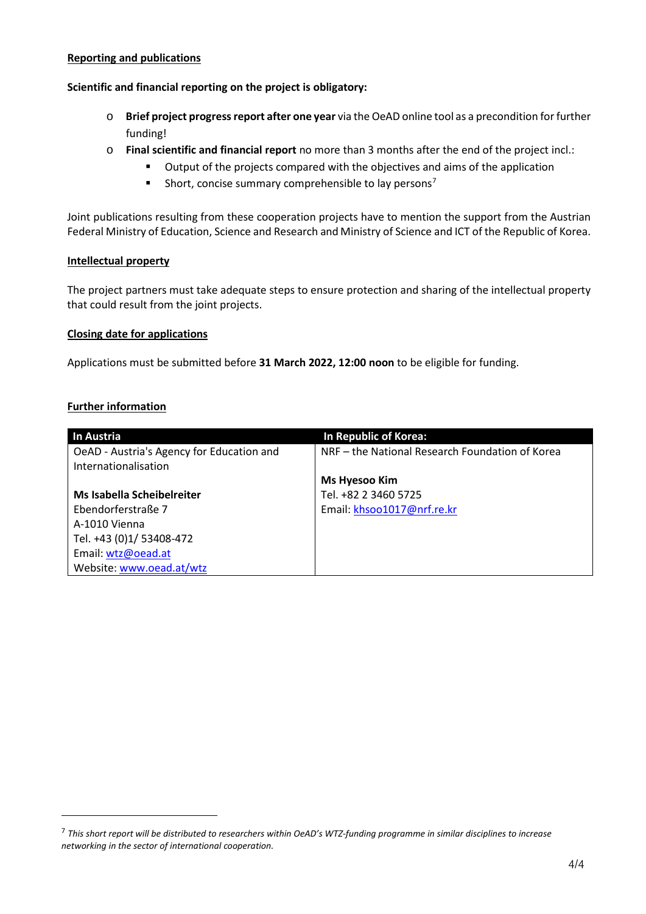## Reporting and publications

**Scientific and financial reporting on the project is obligatory:**

- **Brief project progress report after one year** via the OeAD online tool as a precondition for further funding!
- **Final scientific and financial report** no more than 3 months after the end of the project incl.:
  - Output of the projects compared with the objectives and aims of the application
  - Short, concise summary comprehensible to lay persons[7]

Joint publications resulting from these cooperation projects have to mention the support from the Austrian Federal Ministry of Education, Science and Research and Ministry of Science and ICT of the Republic of Korea.

## Intellectual property

The project partners must take adequate steps to ensure protection and sharing of the intellectual property that could result from the joint projects.

## Closing date for applications

Applications must be submitted before **31 March 2022, 12:00 noon** to be eligible for funding.

## Further information

| In Austria | In Republic of Korea: |
|---|---|
| OeAD - Austria's Agency for Education and Internationalisation<br><br>**Ms Isabella Scheibelreiter**<br>Ebendorferstraße 7<br>A-1010 Vienna<br>Tel. +43 (0)1/ 53408-472<br>Email: wtz@oead.at<br>Website: www.oead.at/wtz | NRF – the National Research Foundation of Korea<br><br>**Ms Hyesoo Kim**<br>Tel. +82 2 3460 5725<br>Email: khsoo1017@nrf.re.kr |

[7] *This short report will be distributed to researchers within OeAD's WTZ-funding programme in similar disciplines to increase networking in the sector of international cooperation.*